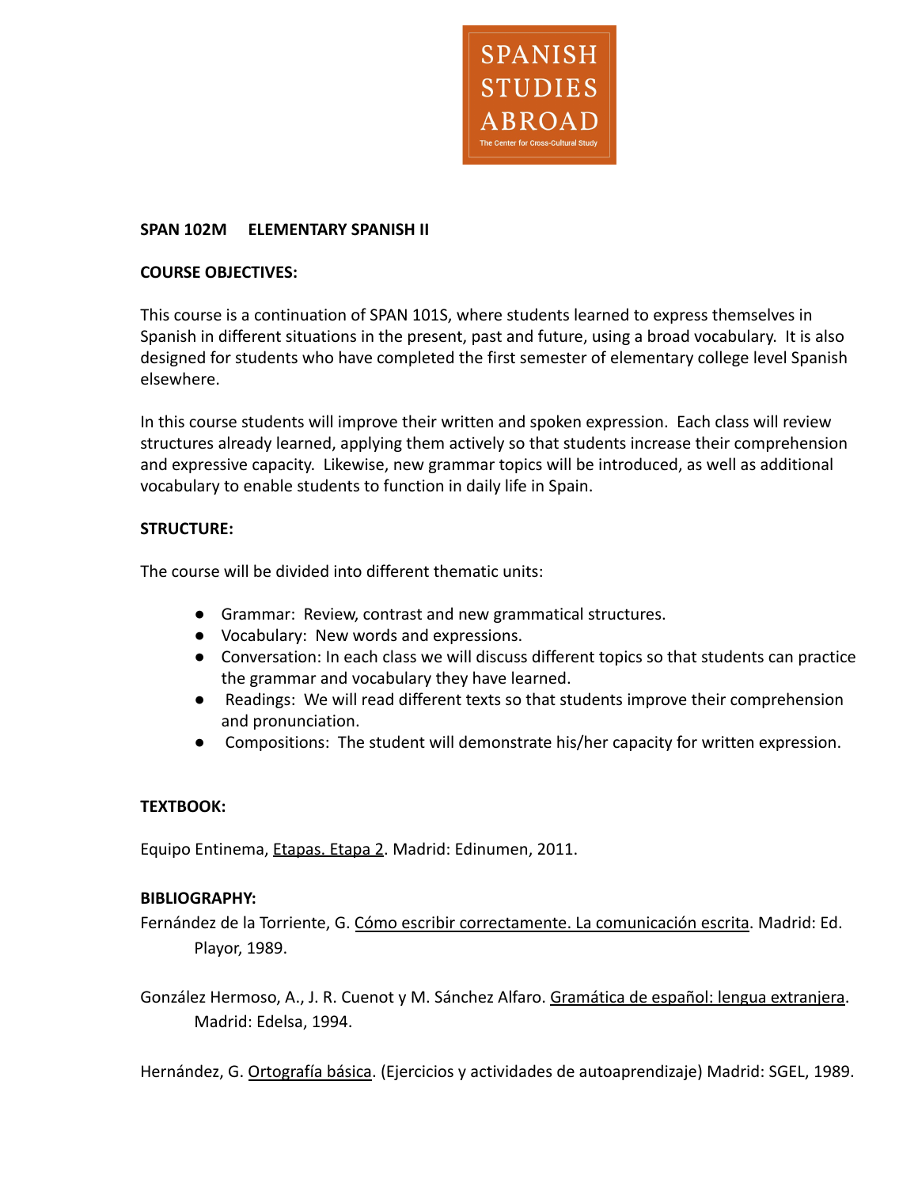SPANISH STUDIES ABROAD

The Center for Cross-Cultural Study

**SPAN 102M ELEMENTARY SPANISH II**

**COURSE OBJECTIVES:**

This course is a continuation of SPAN 101S, where students learned to express themselves in Spanish in different situations in the present, past and future, using a broad vocabulary. It is also designed for students who have completed the first semester of elementary college level Spanish elsewhere.

In this course students will improve their written and spoken expression. Each class will review structures already learned, applying them actively so that students increase their comprehension and expressive capacity. Likewise, new grammar topics will be introduced, as well as additional vocabulary to enable students to function in daily life in Spain.

**STRUCTURE:**

The course will be divided into different thematic units:

- Grammar: Review, contrast and new grammatical structures.
- Vocabulary: New words and expressions.
- Conversation: In each class we will discuss different topics so that students can practice the grammar and vocabulary they have learned.
- Readings: We will read different texts so that students improve their comprehension and pronunciation.
- Compositions: The student will demonstrate his/her capacity for written expression.

**TEXTBOOK:**

Equipo Entinema, Etapas. Etapa 2. Madrid: Edinumen, 2011.

**BIBLIOGRAPHY:**

Fernández de la Torriente, G. Cómo escribir correctamente. La comunicación escrita. Madrid: Ed. Playor, 1989.

González Hermoso, A., J. R. Cuenot y M. Sánchez Alfaro. Gramática de español: lengua extranjera. Madrid: Edelsa, 1994.

Hernández, G. Ortografía básica. (Ejercicios y actividades de autoaprendizaje) Madrid: SGEL, 1989.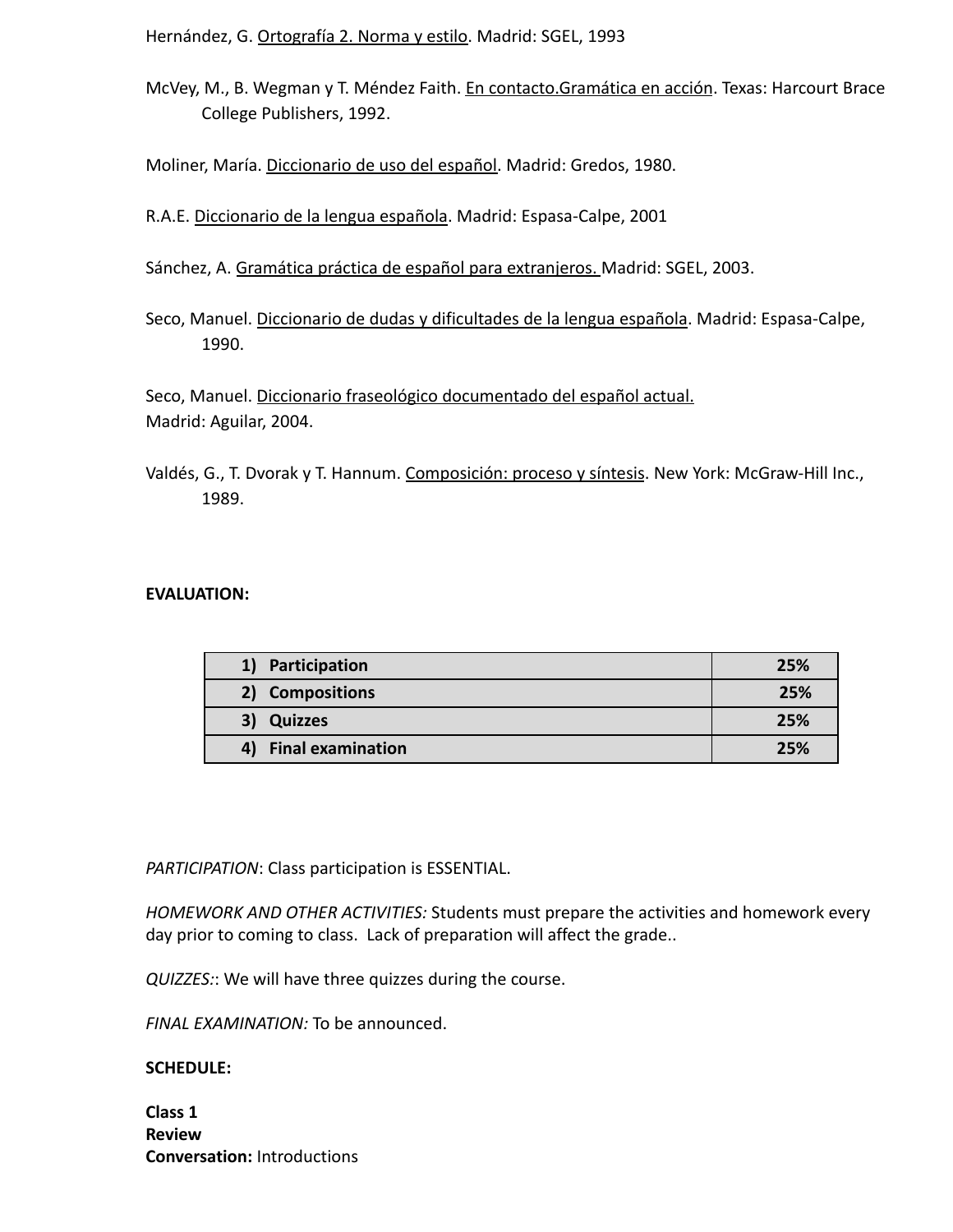Hernández, G. Ortografía 2. Norma y estilo. Madrid: SGEL, 1993

McVey, M., B. Wegman y T. Méndez Faith. En contacto.Gramática en acción. Texas: Harcourt Brace College Publishers, 1992.

Moliner, María. Diccionario de uso del español. Madrid: Gredos, 1980.

R.A.E. Diccionario de la lengua española. Madrid: Espasa-Calpe, 2001

Sánchez, A. Gramática práctica de español para extranjeros. Madrid: SGEL, 2003.

Seco, Manuel. Diccionario de dudas y dificultades de la lengua española. Madrid: Espasa-Calpe, 1990.

Seco, Manuel. Diccionario fraseológico documentado del español actual.
Madrid: Aguilar, 2004.

Valdés, G., T. Dvorak y T. Hannum. Composición: proceso y síntesis. New York: McGraw-Hill Inc., 1989.

**EVALUATION:**

| Item | Weight |
|---|---|
| **1) Participation** | **25%** |
| **2) Compositions** | **25%** |
| **3) Quizzes** | **25%** |
| **4) Final examination** | **25%** |

*PARTICIPATION*: Class participation is ESSENTIAL.

*HOMEWORK AND OTHER ACTIVITIES:* Students must prepare the activities and homework every day prior to coming to class. Lack of preparation will affect the grade..

*QUIZZES:*: We will have three quizzes during the course.

*FINAL EXAMINATION:* To be announced.

**SCHEDULE:**

**Class 1**
**Review**
**Conversation:** Introductions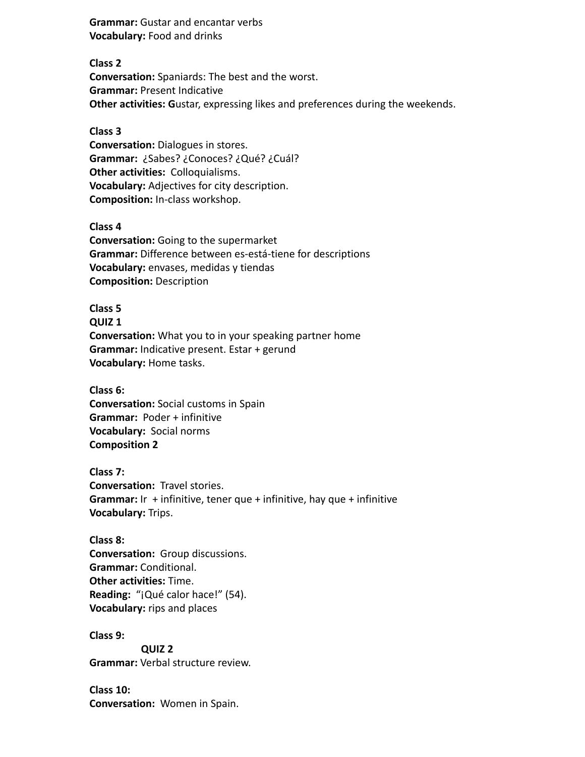**Grammar:** Gustar and encantar verbs
**Vocabulary:** Food and drinks

**Class 2**
**Conversation:** Spaniards: The best and the worst.
**Grammar:** Present Indicative
**Other activities: G**ustar, expressing likes and preferences during the weekends.

**Class 3**
**Conversation:** Dialogues in stores.
**Grammar:** ¿Sabes? ¿Conoces? ¿Qué? ¿Cuál?
**Other activities:** Colloquialisms.
**Vocabulary:** Adjectives for city description.
**Composition:** In-class workshop.

**Class 4**
**Conversation:** Going to the supermarket
**Grammar:** Difference between es-está-tiene for descriptions
**Vocabulary:** envases, medidas y tiendas
**Composition:** Description

**Class 5**
**QUIZ 1**
**Conversation:** What you to in your speaking partner home
**Grammar:** Indicative present. Estar + gerund
**Vocabulary:** Home tasks.

**Class 6:**
**Conversation:** Social customs in Spain
**Grammar:** Poder + infinitive
**Vocabulary:** Social norms
**Composition 2**

**Class 7:**
**Conversation:** Travel stories.
**Grammar:** Ir + infinitive, tener que + infinitive, hay que + infinitive
**Vocabulary:** Trips.

**Class 8:**
**Conversation:** Group discussions.
**Grammar:** Conditional.
**Other activities:** Time.
**Reading:** "¡Qué calor hace!" (54).
**Vocabulary:** rips and places

**Class 9:**
**QUIZ 2**
**Grammar:** Verbal structure review.

**Class 10:**
**Conversation:** Women in Spain.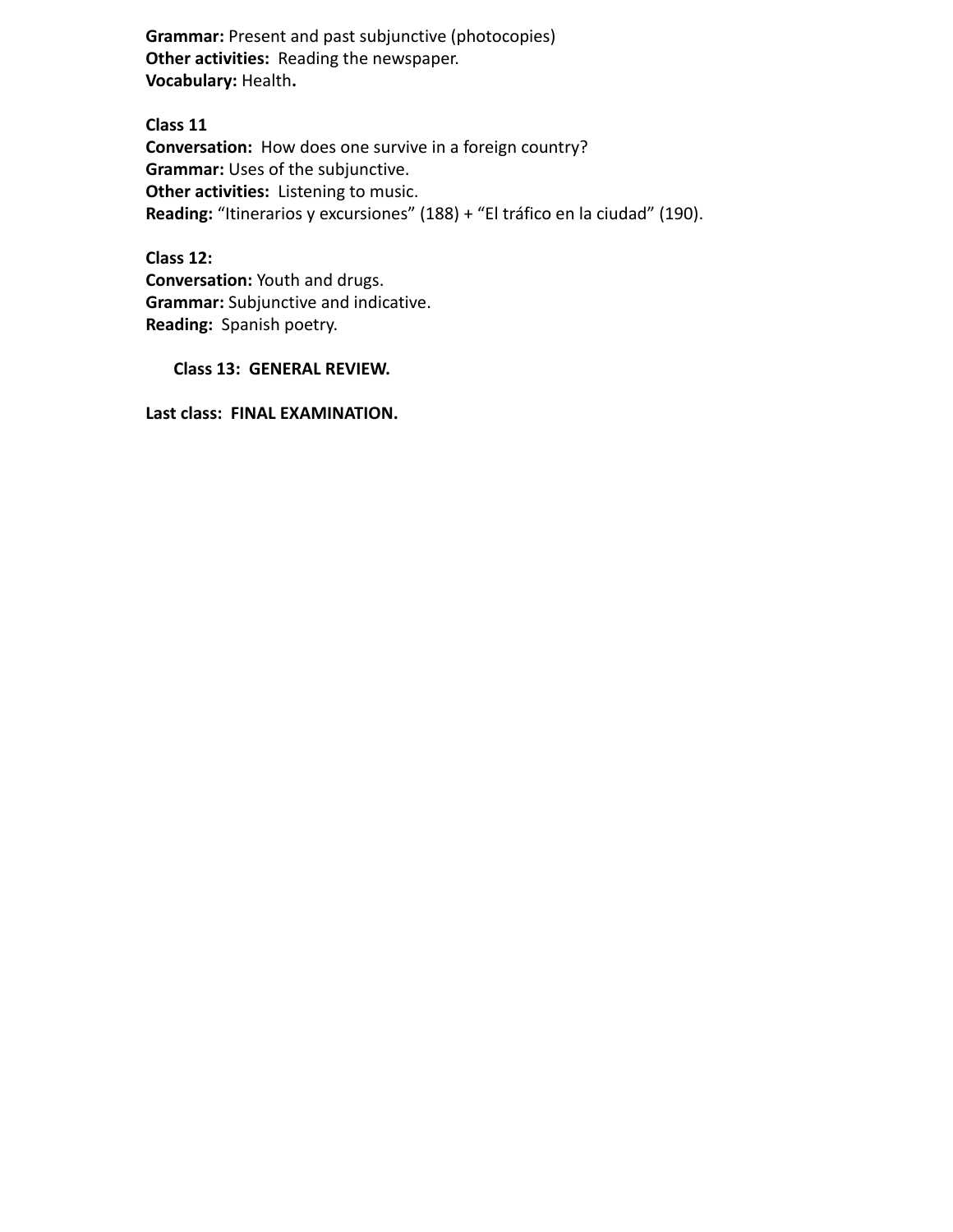**Grammar:** Present and past subjunctive (photocopies)
**Other activities:** Reading the newspaper.
**Vocabulary:** Health**.**

**Class 11**
**Conversation:** How does one survive in a foreign country?
**Grammar:** Uses of the subjunctive.
**Other activities:** Listening to music.
**Reading:** "Itinerarios y excursiones" (188) + "El tráfico en la ciudad" (190).

**Class 12:**
**Conversation:** Youth and drugs.
**Grammar:** Subjunctive and indicative.
**Reading:** Spanish poetry.

**Class 13: GENERAL REVIEW.**

**Last class: FINAL EXAMINATION.**